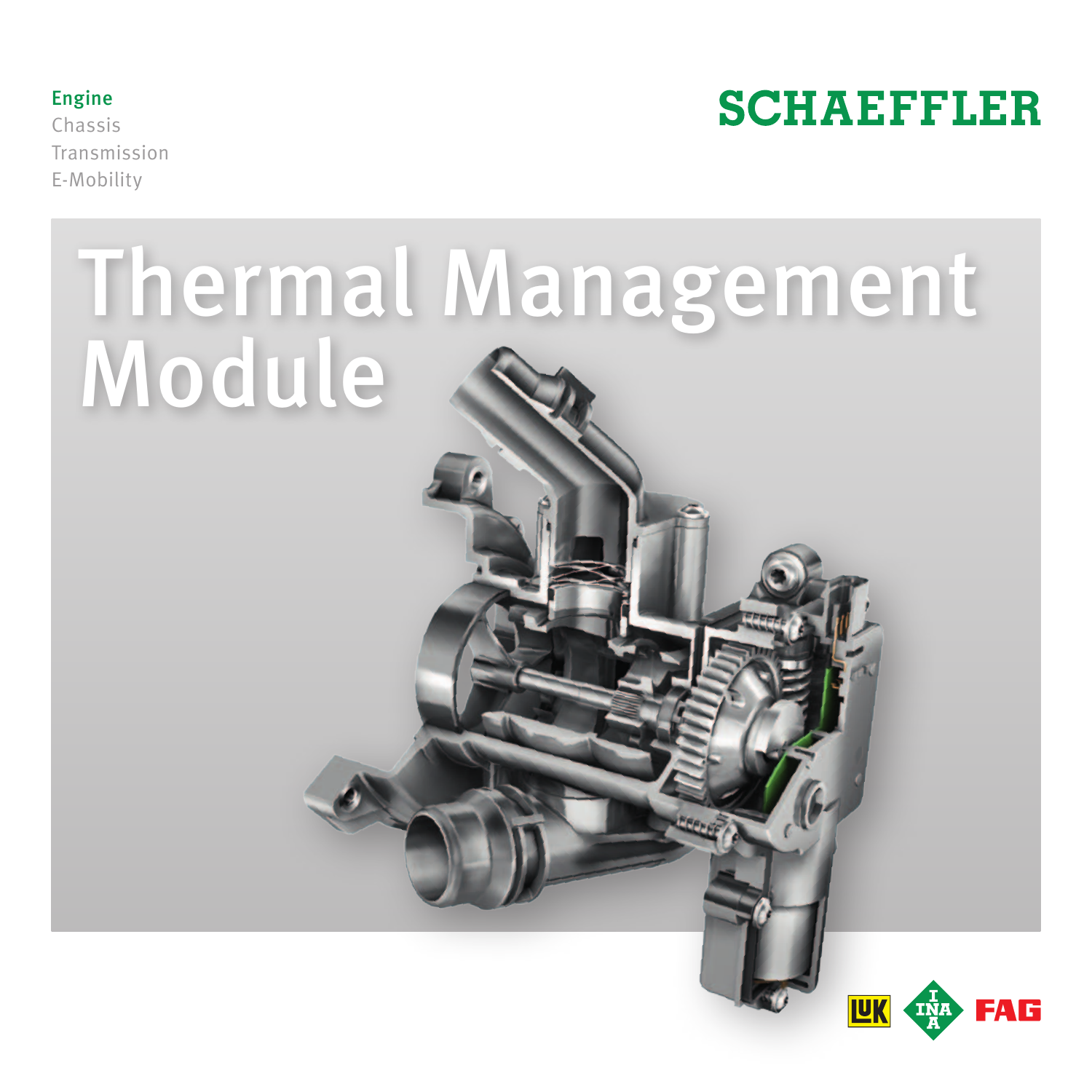Engine
Chassis
Transmission
E-Mobility

SCHAEFFLER

# Thermal Management Module

LUK INA FAG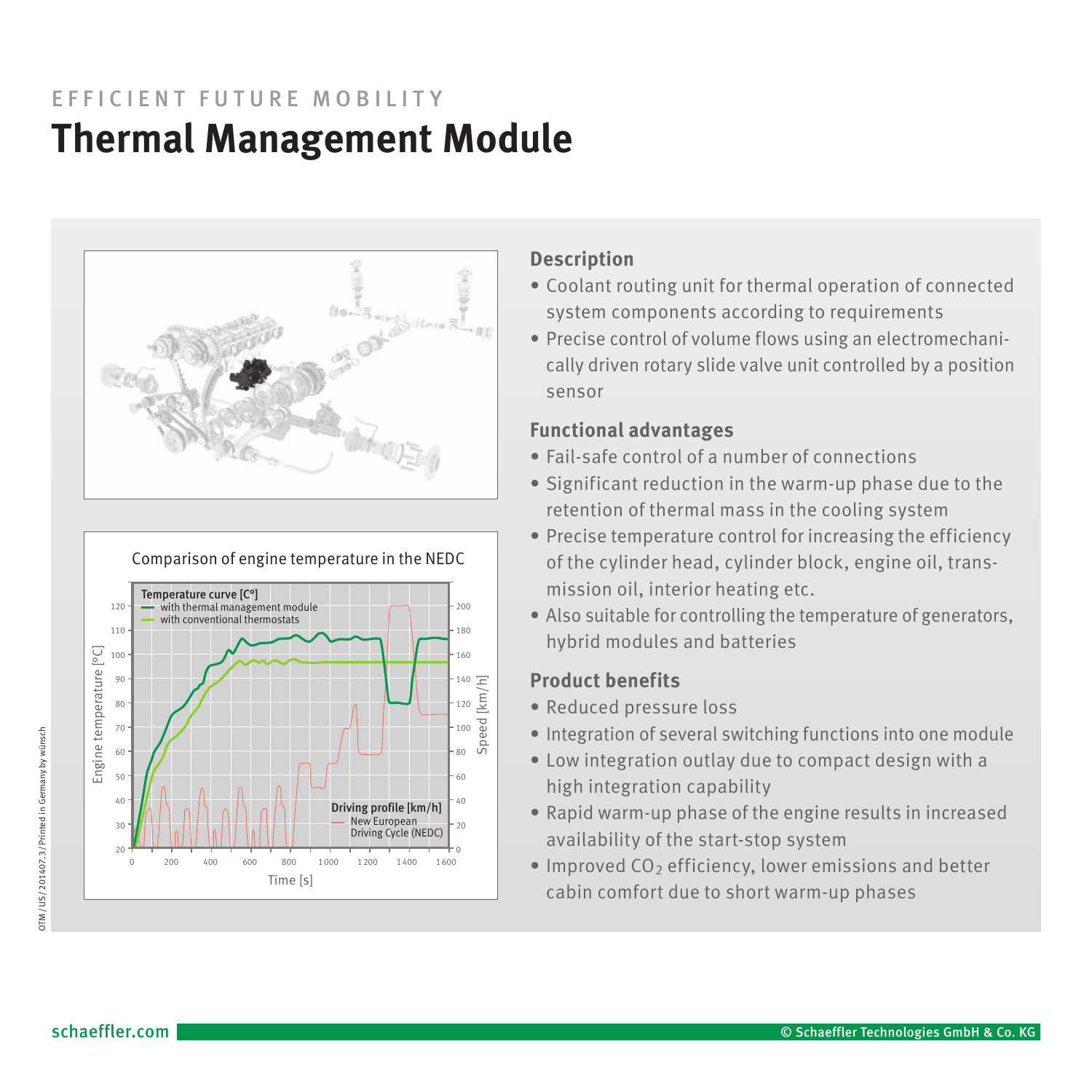EFFICIENT FUTURE MOBILITY

# Thermal Management Module

Comparison of engine temperature in the NEDC

Temperature curve [C°]
with thermal management module
with conventional thermostats

Driving profile [km/h]
New European Driving Cycle (NEDC)

Engine temperature [°C]
120
110
100
90
80
70
60
50
40
30
20

Speed [km/h]
200
180
160
140
120
100
80
60
40
20
0

Time [s]
0 200 400 600 800 1000 1200 1400 1600

### Description

- Coolant routing unit for thermal operation of connected system components according to requirements
- Precise control of volume flows using an electromechanically driven rotary slide valve unit controlled by a position sensor

### Functional advantages

- Fail-safe control of a number of connections
- Significant reduction in the warm-up phase due to the retention of thermal mass in the cooling system
- Precise temperature control for increasing the efficiency of the cylinder head, cylinder block, engine oil, transmission oil, interior heating etc.
- Also suitable for controlling the temperature of generators, hybrid modules and batteries

### Product benefits

- Reduced pressure loss
- Integration of several switching functions into one module
- Low integration outlay due to compact design with a high integration capability
- Rapid warm-up phase of the engine results in increased availability of the start-stop system
- Improved $CO_2$ efficiency, lower emissions and better cabin comfort due to short warm-up phases

OTM / US / 201407.3 / Printed in Germany by wünsch

schaeffler.com

© Schaeffler Technologies GmbH & Co. KG